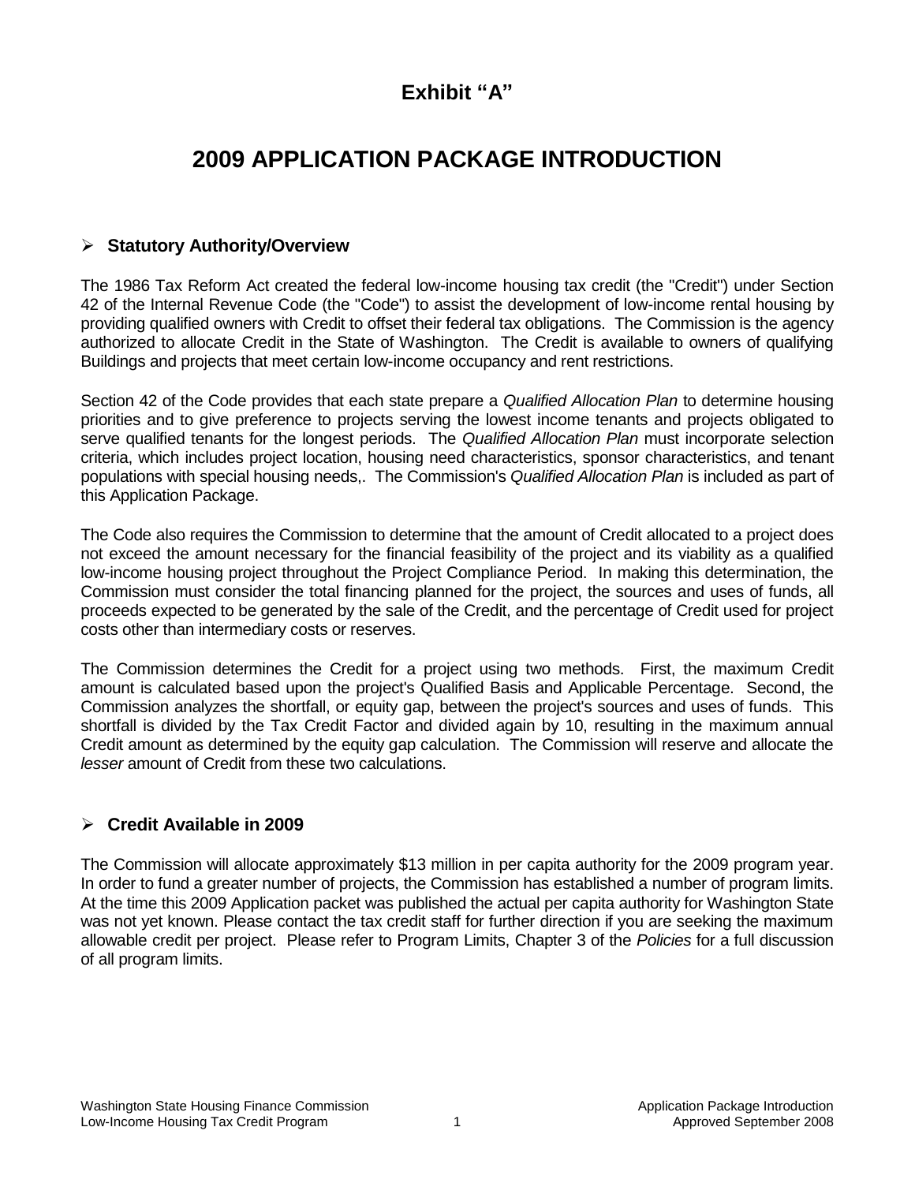# Exhibit "A"

# 2009 APPLICATION PACKAGE INTRODUCTION

## ➢ Statutory Authority/Overview

The 1986 Tax Reform Act created the federal low-income housing tax credit (the "Credit") under Section 42 of the Internal Revenue Code (the "Code") to assist the development of low-income rental housing by providing qualified owners with Credit to offset their federal tax obligations. The Commission is the agency authorized to allocate Credit in the State of Washington. The Credit is available to owners of qualifying Buildings and projects that meet certain low-income occupancy and rent restrictions.

Section 42 of the Code provides that each state prepare a *Qualified Allocation Plan* to determine housing priorities and to give preference to projects serving the lowest income tenants and projects obligated to serve qualified tenants for the longest periods. The *Qualified Allocation Plan* must incorporate selection criteria, which includes project location, housing need characteristics, sponsor characteristics, and tenant populations with special housing needs,. The Commission's *Qualified Allocation Plan* is included as part of this Application Package.

The Code also requires the Commission to determine that the amount of Credit allocated to a project does not exceed the amount necessary for the financial feasibility of the project and its viability as a qualified low-income housing project throughout the Project Compliance Period. In making this determination, the Commission must consider the total financing planned for the project, the sources and uses of funds, all proceeds expected to be generated by the sale of the Credit, and the percentage of Credit used for project costs other than intermediary costs or reserves.

The Commission determines the Credit for a project using two methods. First, the maximum Credit amount is calculated based upon the project's Qualified Basis and Applicable Percentage. Second, the Commission analyzes the shortfall, or equity gap, between the project's sources and uses of funds. This shortfall is divided by the Tax Credit Factor and divided again by 10, resulting in the maximum annual Credit amount as determined by the equity gap calculation. The Commission will reserve and allocate the *lesser* amount of Credit from these two calculations.

## ➢ Credit Available in 2009

The Commission will allocate approximately $13 million in per capita authority for the 2009 program year. In order to fund a greater number of projects, the Commission has established a number of program limits. At the time this 2009 Application packet was published the actual per capita authority for Washington State was not yet known. Please contact the tax credit staff for further direction if you are seeking the maximum allowable credit per project. Please refer to Program Limits, Chapter 3 of the *Policies* for a full discussion of all program limits.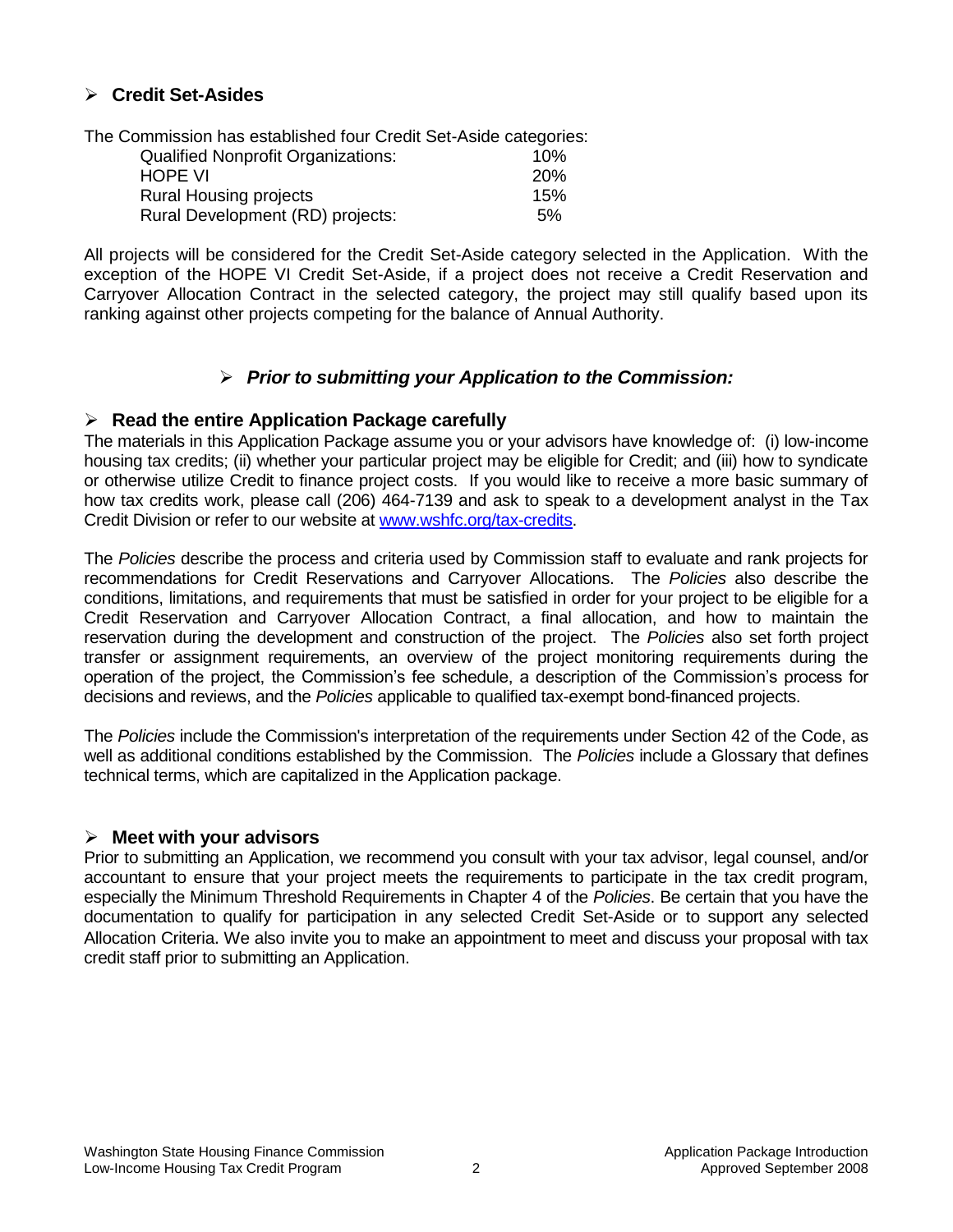## ➢ **Credit Set-Asides**

The Commission has established four Credit Set-Aside categories:

| Category | Percentage |
| --- | --- |
| Qualified Nonprofit Organizations: | 10% |
| HOPE VI | 20% |
| Rural Housing projects | 15% |
| Rural Development (RD) projects: | 5% |

All projects will be considered for the Credit Set-Aside category selected in the Application. With the exception of the HOPE VI Credit Set-Aside, if a project does not receive a Credit Reservation and Carryover Allocation Contract in the selected category, the project may still qualify based upon its ranking against other projects competing for the balance of Annual Authority.

## ➢ ***Prior to submitting your Application to the Commission:***

## ➢ **Read the entire Application Package carefully**

The materials in this Application Package assume you or your advisors have knowledge of: (i) low-income housing tax credits; (ii) whether your particular project may be eligible for Credit; and (iii) how to syndicate or otherwise utilize Credit to finance project costs. If you would like to receive a more basic summary of how tax credits work, please call (206) 464-7139 and ask to speak to a development analyst in the Tax Credit Division or refer to our website at [www.wshfc.org/tax-credits](http://www.wshfc.org/tax-credits).

The *Policies* describe the process and criteria used by Commission staff to evaluate and rank projects for recommendations for Credit Reservations and Carryover Allocations. The *Policies* also describe the conditions, limitations, and requirements that must be satisfied in order for your project to be eligible for a Credit Reservation and Carryover Allocation Contract, a final allocation, and how to maintain the reservation during the development and construction of the project. The *Policies* also set forth project transfer or assignment requirements, an overview of the project monitoring requirements during the operation of the project, the Commission's fee schedule, a description of the Commission's process for decisions and reviews, and the *Policies* applicable to qualified tax-exempt bond-financed projects.

The *Policies* include the Commission's interpretation of the requirements under Section 42 of the Code, as well as additional conditions established by the Commission. The *Policies* include a Glossary that defines technical terms, which are capitalized in the Application package.

## ➢ **Meet with your advisors**

Prior to submitting an Application, we recommend you consult with your tax advisor, legal counsel, and/or accountant to ensure that your project meets the requirements to participate in the tax credit program, especially the Minimum Threshold Requirements in Chapter 4 of the *Policies*. Be certain that you have the documentation to qualify for participation in any selected Credit Set-Aside or to support any selected Allocation Criteria. We also invite you to make an appointment to meet and discuss your proposal with tax credit staff prior to submitting an Application.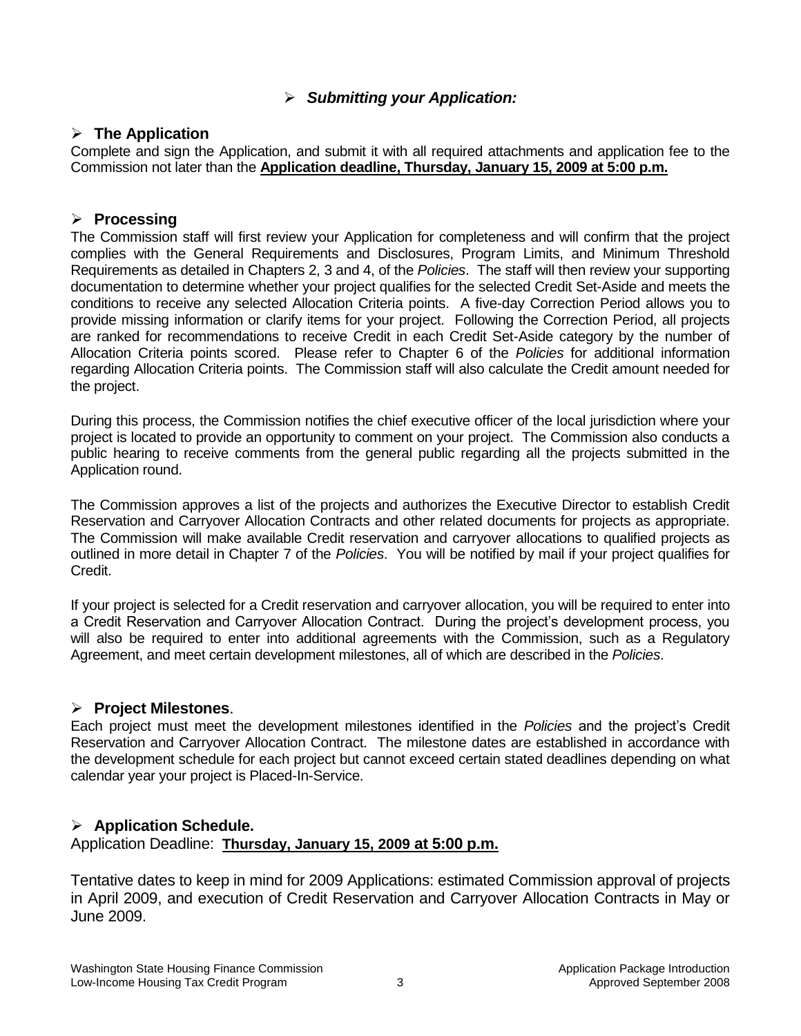## *Submitting your Application:*

### The Application

Complete and sign the Application, and submit it with all required attachments and application fee to the Commission not later than the **Application deadline, Thursday, January 15, 2009 at 5:00 p.m.**

### Processing

The Commission staff will first review your Application for completeness and will confirm that the project complies with the General Requirements and Disclosures, Program Limits, and Minimum Threshold Requirements as detailed in Chapters 2, 3 and 4, of the *Policies*. The staff will then review your supporting documentation to determine whether your project qualifies for the selected Credit Set-Aside and meets the conditions to receive any selected Allocation Criteria points. A five-day Correction Period allows you to provide missing information or clarify items for your project. Following the Correction Period, all projects are ranked for recommendations to receive Credit in each Credit Set-Aside category by the number of Allocation Criteria points scored. Please refer to Chapter 6 of the *Policies* for additional information regarding Allocation Criteria points. The Commission staff will also calculate the Credit amount needed for the project.

During this process, the Commission notifies the chief executive officer of the local jurisdiction where your project is located to provide an opportunity to comment on your project. The Commission also conducts a public hearing to receive comments from the general public regarding all the projects submitted in the Application round.

The Commission approves a list of the projects and authorizes the Executive Director to establish Credit Reservation and Carryover Allocation Contracts and other related documents for projects as appropriate. The Commission will make available Credit reservation and carryover allocations to qualified projects as outlined in more detail in Chapter 7 of the *Policies*. You will be notified by mail if your project qualifies for Credit.

If your project is selected for a Credit reservation and carryover allocation, you will be required to enter into a Credit Reservation and Carryover Allocation Contract. During the project's development process, you will also be required to enter into additional agreements with the Commission, such as a Regulatory Agreement, and meet certain development milestones, all of which are described in the *Policies*.

### Project Milestones.

Each project must meet the development milestones identified in the *Policies* and the project's Credit Reservation and Carryover Allocation Contract. The milestone dates are established in accordance with the development schedule for each project but cannot exceed certain stated deadlines depending on what calendar year your project is Placed-In-Service.

### Application Schedule.

Application Deadline: **Thursday, January 15, 2009 at 5:00 p.m.**

Tentative dates to keep in mind for 2009 Applications: estimated Commission approval of projects in April 2009, and execution of Credit Reservation and Carryover Allocation Contracts in May or June 2009.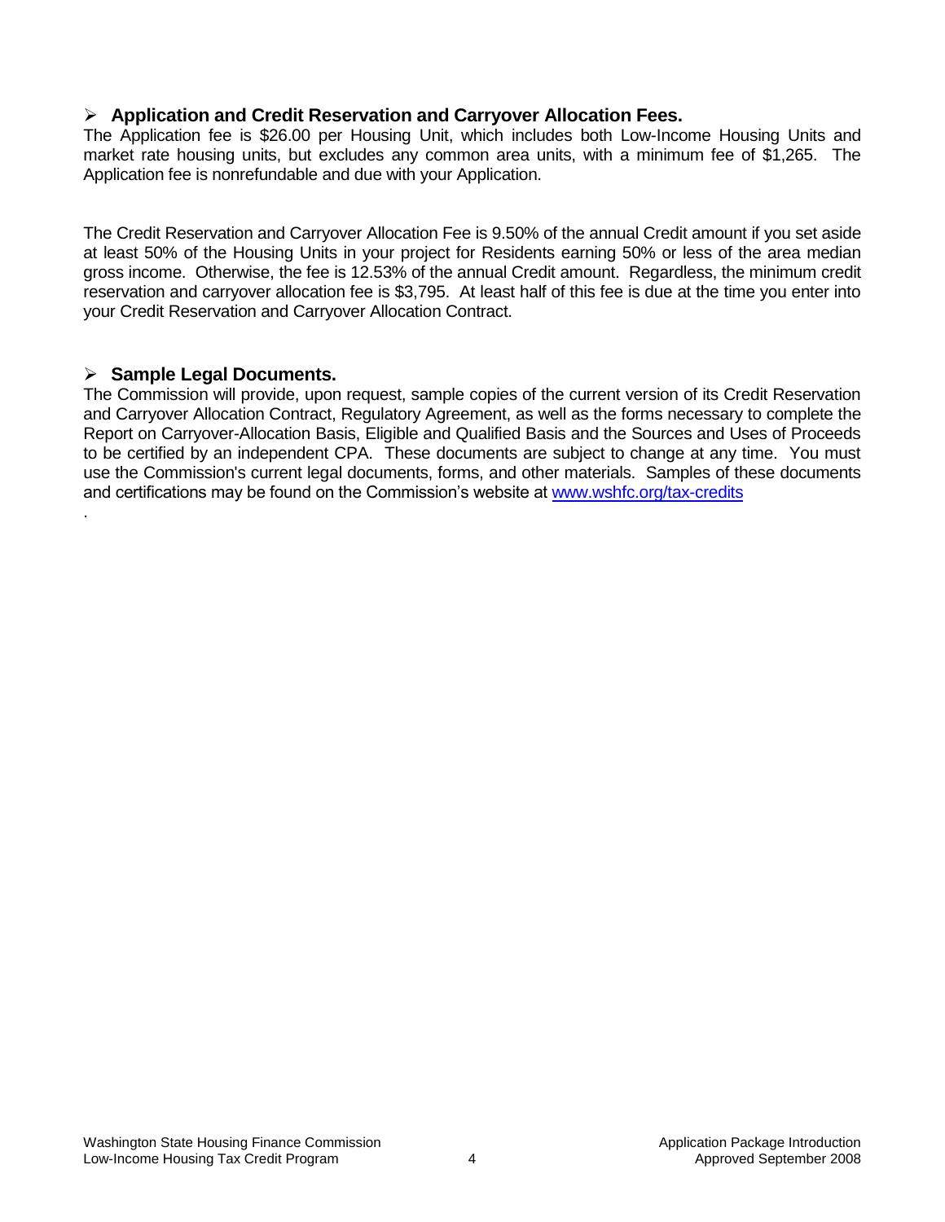- **Application and Credit Reservation and Carryover Allocation Fees.**

The Application fee is $26.00 per Housing Unit, which includes both Low-Income Housing Units and market rate housing units, but excludes any common area units, with a minimum fee of $1,265. The Application fee is nonrefundable and due with your Application.

The Credit Reservation and Carryover Allocation Fee is 9.50% of the annual Credit amount if you set aside at least 50% of the Housing Units in your project for Residents earning 50% or less of the area median gross income. Otherwise, the fee is 12.53% of the annual Credit amount. Regardless, the minimum credit reservation and carryover allocation fee is $3,795. At least half of this fee is due at the time you enter into your Credit Reservation and Carryover Allocation Contract.

- **Sample Legal Documents.**

The Commission will provide, upon request, sample copies of the current version of its Credit Reservation and Carryover Allocation Contract, Regulatory Agreement, as well as the forms necessary to complete the Report on Carryover-Allocation Basis, Eligible and Qualified Basis and the Sources and Uses of Proceeds to be certified by an independent CPA. These documents are subject to change at any time. You must use the Commission's current legal documents, forms, and other materials. Samples of these documents and certifications may be found on the Commission's website at [www.wshfc.org/tax-credits](http://www.wshfc.org/tax-credits)

.